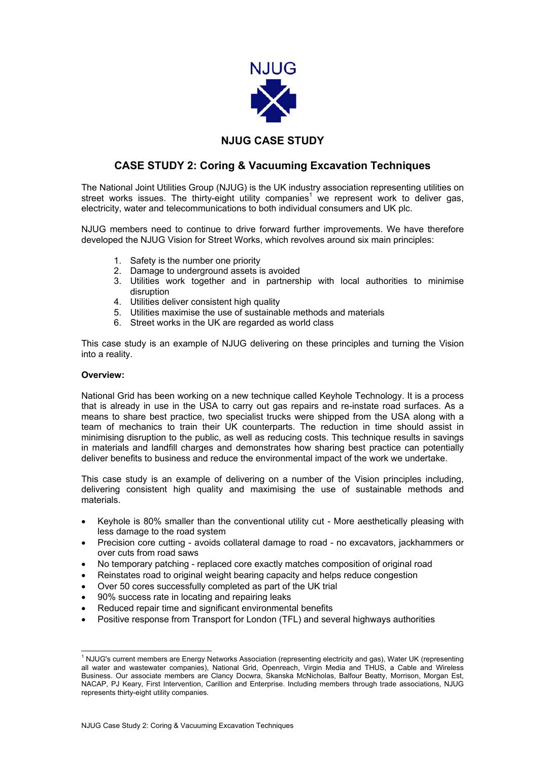NJUG

# NJUG CASE STUDY

## CASE STUDY 2: Coring & Vacuuming Excavation Techniques

The National Joint Utilities Group (NJUG) is the UK industry association representing utilities on street works issues. The thirty-eight utility companies[1] we represent work to deliver gas, electricity, water and telecommunications to both individual consumers and UK plc.

NJUG members need to continue to drive forward further improvements. We have therefore developed the NJUG Vision for Street Works, which revolves around six main principles:

1. Safety is the number one priority
2. Damage to underground assets is avoided
3. Utilities work together and in partnership with local authorities to minimise disruption
4. Utilities deliver consistent high quality
5. Utilities maximise the use of sustainable methods and materials
6. Street works in the UK are regarded as world class

This case study is an example of NJUG delivering on these principles and turning the Vision into a reality.

**Overview:**

National Grid has been working on a new technique called Keyhole Technology. It is a process that is already in use in the USA to carry out gas repairs and re-instate road surfaces. As a means to share best practice, two specialist trucks were shipped from the USA along with a team of mechanics to train their UK counterparts. The reduction in time should assist in minimising disruption to the public, as well as reducing costs. This technique results in savings in materials and landfill charges and demonstrates how sharing best practice can potentially deliver benefits to business and reduce the environmental impact of the work we undertake.

This case study is an example of delivering on a number of the Vision principles including, delivering consistent high quality and maximising the use of sustainable methods and materials.

- Keyhole is 80% smaller than the conventional utility cut - More aesthetically pleasing with less damage to the road system
- Precision core cutting - avoids collateral damage to road - no excavators, jackhammers or over cuts from road saws
- No temporary patching - replaced core exactly matches composition of original road
- Reinstates road to original weight bearing capacity and helps reduce congestion
- Over 50 cores successfully completed as part of the UK trial
- 90% success rate in locating and repairing leaks
- Reduced repair time and significant environmental benefits
- Positive response from Transport for London (TFL) and several highways authorities

[1] NJUG's current members are Energy Networks Association (representing electricity and gas), Water UK (representing all water and wastewater companies), National Grid, Openreach, Virgin Media and THUS, a Cable and Wireless Business. Our associate members are Clancy Docwra, Skanska McNicholas, Balfour Beatty, Morrison, Morgan Est, NACAP, PJ Keary, First Intervention, Carillion and Enterprise. Including members through trade associations, NJUG represents thirty-eight utility companies.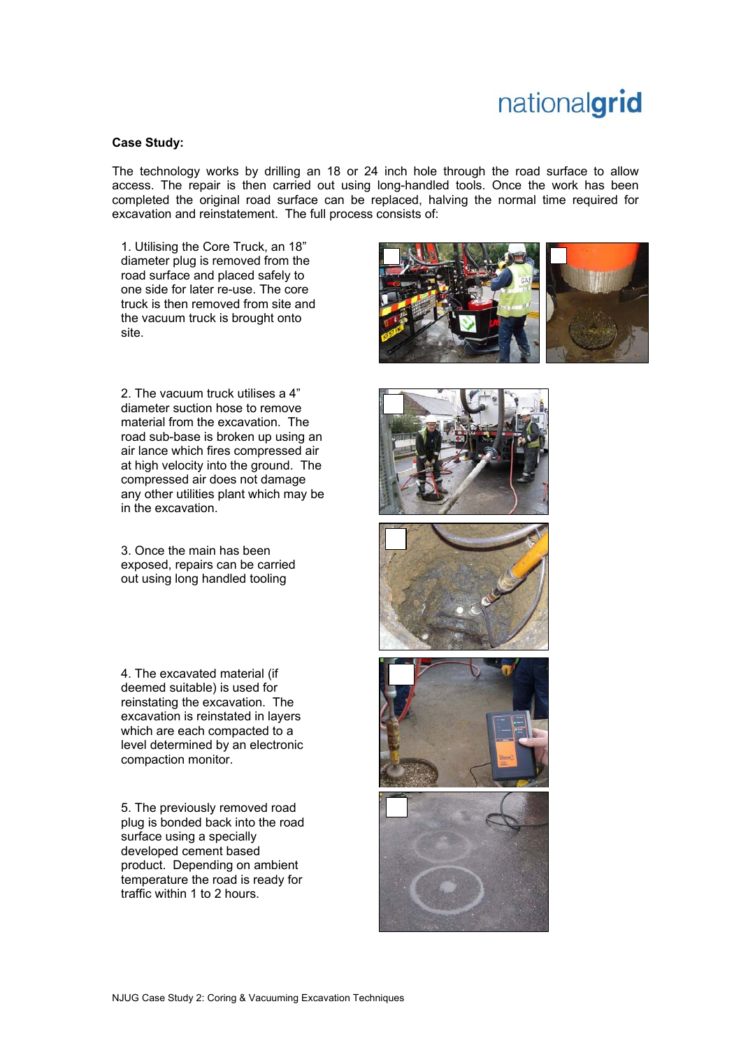**Case Study:**

The technology works by drilling an 18 or 24 inch hole through the road surface to allow access. The repair is then carried out using long-handled tools. Once the work has been completed the original road surface can be replaced, halving the normal time required for excavation and reinstatement. The full process consists of:

1. Utilising the Core Truck, an 18" diameter plug is removed from the road surface and placed safely to one side for later re-use. The core truck is then removed from site and the vacuum truck is brought onto site.

2. The vacuum truck utilises a 4" diameter suction hose to remove material from the excavation. The road sub-base is broken up using an air lance which fires compressed air at high velocity into the ground. The compressed air does not damage any other utilities plant which may be in the excavation.

3. Once the main has been exposed, repairs can be carried out using long handled tooling

4. The excavated material (if deemed suitable) is used for reinstating the excavation. The excavation is reinstated in layers which are each compacted to a level determined by an electronic compaction monitor.

5. The previously removed road plug is bonded back into the road surface using a specially developed cement based product. Depending on ambient temperature the road is ready for traffic within 1 to 2 hours.

NJUG Case Study 2: Coring & Vacuuming Excavation Techniques